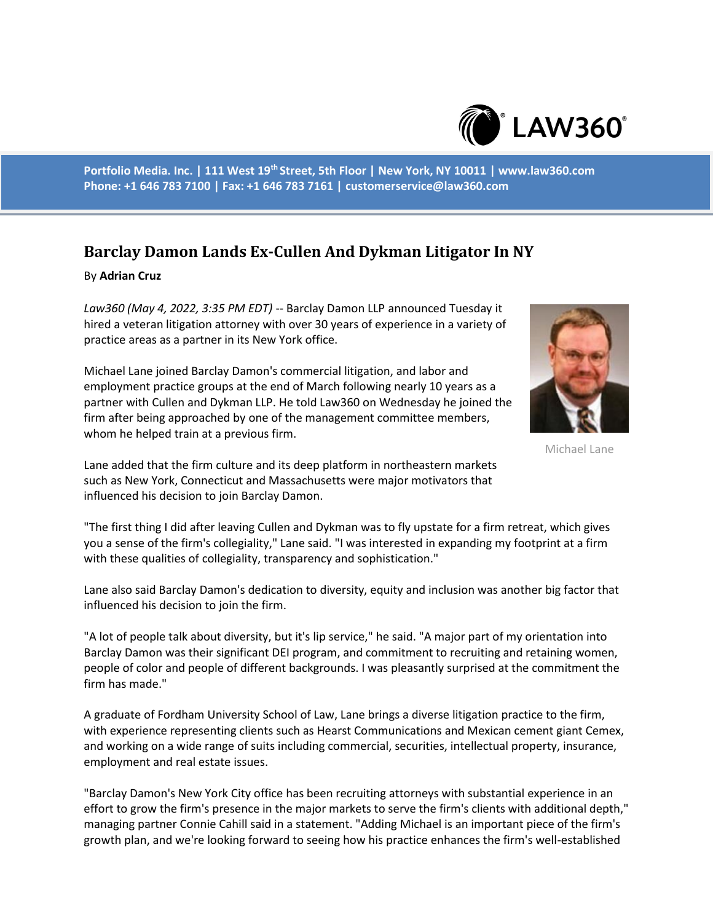Portfolio Media. Inc. | 111 West 19th Street, 5th Floor | New York, NY 10011 | www.law360.com
Phone: +1 646 783 7100 | Fax: +1 646 783 7161 | customerservice@law360.com

# Barclay Damon Lands Ex-Cullen And Dykman Litigator In NY

By **Adrian Cruz**

*Law360 (May 4, 2022, 3:35 PM EDT)* -- Barclay Damon LLP announced Tuesday it hired a veteran litigation attorney with over 30 years of experience in a variety of practice areas as a partner in its New York office.

Michael Lane joined Barclay Damon's commercial litigation, and labor and employment practice groups at the end of March following nearly 10 years as a partner with Cullen and Dykman LLP. He told Law360 on Wednesday he joined the firm after being approached by one of the management committee members, whom he helped train at a previous firm.

Michael Lane

Lane added that the firm culture and its deep platform in northeastern markets such as New York, Connecticut and Massachusetts were major motivators that influenced his decision to join Barclay Damon.

"The first thing I did after leaving Cullen and Dykman was to fly upstate for a firm retreat, which gives you a sense of the firm's collegiality," Lane said. "I was interested in expanding my footprint at a firm with these qualities of collegiality, transparency and sophistication."

Lane also said Barclay Damon's dedication to diversity, equity and inclusion was another big factor that influenced his decision to join the firm.

"A lot of people talk about diversity, but it's lip service," he said. "A major part of my orientation into Barclay Damon was their significant DEI program, and commitment to recruiting and retaining women, people of color and people of different backgrounds. I was pleasantly surprised at the commitment the firm has made."

A graduate of Fordham University School of Law, Lane brings a diverse litigation practice to the firm, with experience representing clients such as Hearst Communications and Mexican cement giant Cemex, and working on a wide range of suits including commercial, securities, intellectual property, insurance, employment and real estate issues.

"Barclay Damon's New York City office has been recruiting attorneys with substantial experience in an effort to grow the firm's presence in the major markets to serve the firm's clients with additional depth," managing partner Connie Cahill said in a statement. "Adding Michael is an important piece of the firm's growth plan, and we're looking forward to seeing how his practice enhances the firm's well-established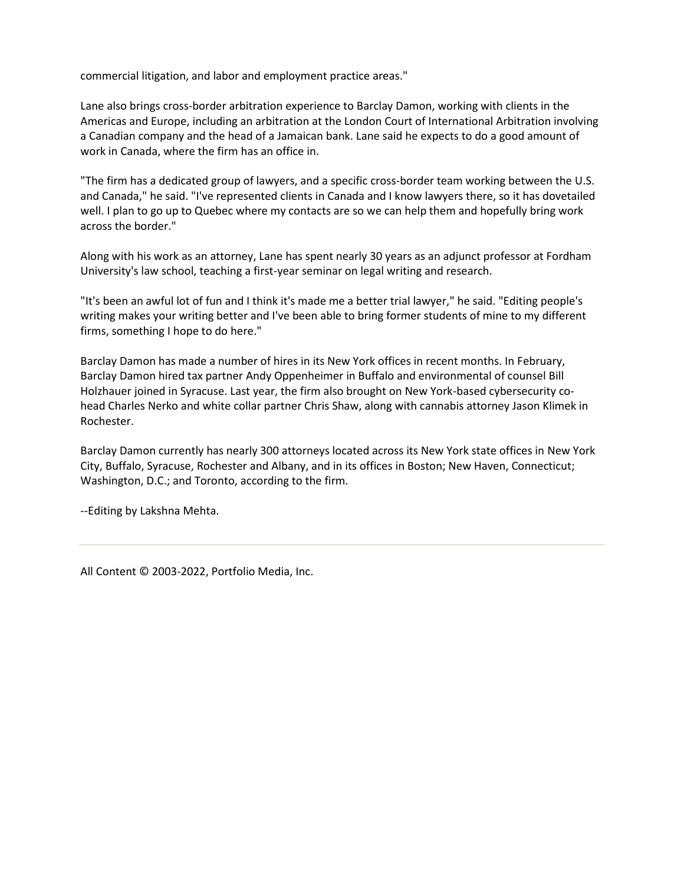commercial litigation, and labor and employment practice areas."

Lane also brings cross-border arbitration experience to Barclay Damon, working with clients in the Americas and Europe, including an arbitration at the London Court of International Arbitration involving a Canadian company and the head of a Jamaican bank. Lane said he expects to do a good amount of work in Canada, where the firm has an office in.

"The firm has a dedicated group of lawyers, and a specific cross-border team working between the U.S. and Canada," he said. "I've represented clients in Canada and I know lawyers there, so it has dovetailed well. I plan to go up to Quebec where my contacts are so we can help them and hopefully bring work across the border."

Along with his work as an attorney, Lane has spent nearly 30 years as an adjunct professor at Fordham University's law school, teaching a first-year seminar on legal writing and research.

"It's been an awful lot of fun and I think it's made me a better trial lawyer," he said. "Editing people's writing makes your writing better and I've been able to bring former students of mine to my different firms, something I hope to do here."

Barclay Damon has made a number of hires in its New York offices in recent months. In February, Barclay Damon hired tax partner Andy Oppenheimer in Buffalo and environmental of counsel Bill Holzhauer joined in Syracuse. Last year, the firm also brought on New York-based cybersecurity co-head Charles Nerko and white collar partner Chris Shaw, along with cannabis attorney Jason Klimek in Rochester.

Barclay Damon currently has nearly 300 attorneys located across its New York state offices in New York City, Buffalo, Syracuse, Rochester and Albany, and in its offices in Boston; New Haven, Connecticut; Washington, D.C.; and Toronto, according to the firm.

--Editing by Lakshna Mehta.

---

All Content © 2003-2022, Portfolio Media, Inc.